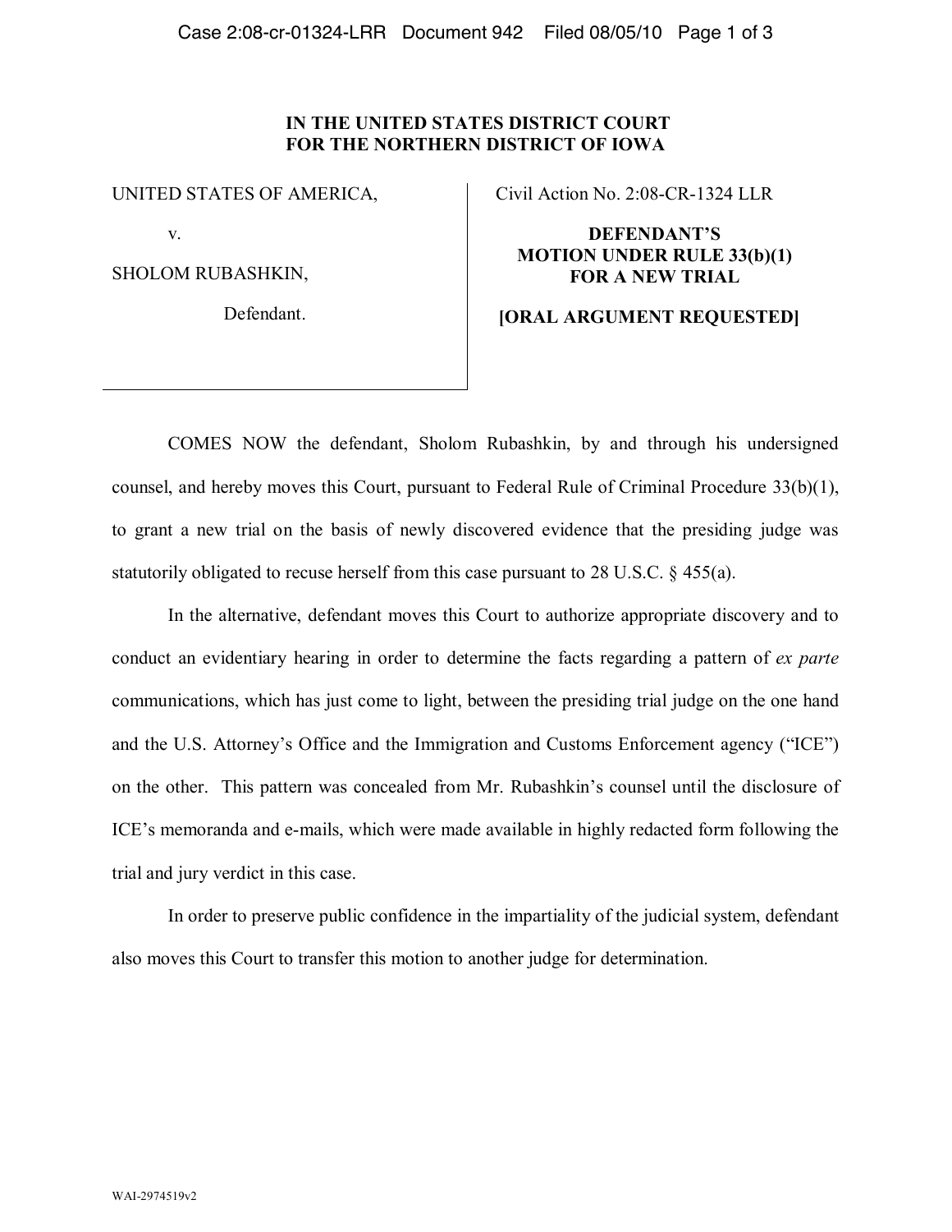**IN THE UNITED STATES DISTRICT COURT**
**FOR THE NORTHERN DISTRICT OF IOWA**

| | |
|---|---|
| UNITED STATES OF AMERICA,<br><br>v.<br><br>SHOLOM RUBASHKIN,<br><br>Defendant. | Civil Action No. 2:08-CR-1324 LLR<br><br>**DEFENDANT'S MOTION UNDER RULE 33(b)(1) FOR A NEW TRIAL**<br><br>**[ORAL ARGUMENT REQUESTED]** |

COMES NOW the defendant, Sholom Rubashkin, by and through his undersigned counsel, and hereby moves this Court, pursuant to Federal Rule of Criminal Procedure 33(b)(1), to grant a new trial on the basis of newly discovered evidence that the presiding judge was statutorily obligated to recuse herself from this case pursuant to 28 U.S.C. § 455(a).

In the alternative, defendant moves this Court to authorize appropriate discovery and to conduct an evidentiary hearing in order to determine the facts regarding a pattern of *ex parte* communications, which has just come to light, between the presiding trial judge on the one hand and the U.S. Attorney's Office and the Immigration and Customs Enforcement agency ("ICE") on the other. This pattern was concealed from Mr. Rubashkin's counsel until the disclosure of ICE's memoranda and e-mails, which were made available in highly redacted form following the trial and jury verdict in this case.

In order to preserve public confidence in the impartiality of the judicial system, defendant also moves this Court to transfer this motion to another judge for determination.

WAI-2974519v2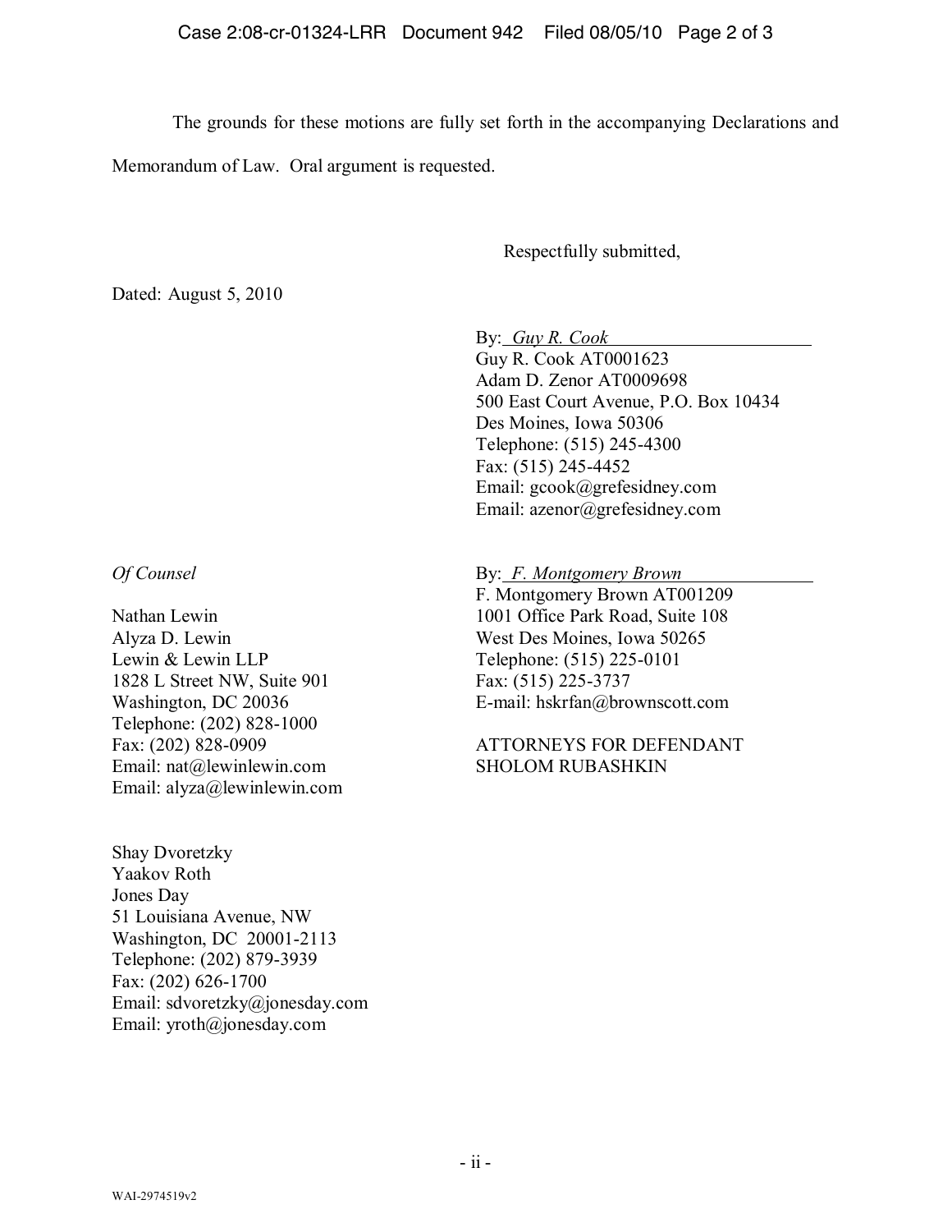The grounds for these motions are fully set forth in the accompanying Declarations and Memorandum of Law. Oral argument is requested.

Respectfully submitted,

Dated: August 5, 2010

By: *Guy R. Cook*
Guy R. Cook AT0001623
Adam D. Zenor AT0009698
500 East Court Avenue, P.O. Box 10434
Des Moines, Iowa 50306
Telephone: (515) 245-4300
Fax: (515) 245-4452
Email: gcook@grefesidney.com
Email: azenor@grefesidney.com

By: *F. Montgomery Brown*
F. Montgomery Brown AT001209
1001 Office Park Road, Suite 108
West Des Moines, Iowa 50265
Telephone: (515) 225-0101
Fax: (515) 225-3737
E-mail: hskrfan@brownscott.com

ATTORNEYS FOR DEFENDANT
SHOLOM RUBASHKIN

*Of Counsel*

Nathan Lewin
Alyza D. Lewin
Lewin & Lewin LLP
1828 L Street NW, Suite 901
Washington, DC 20036
Telephone: (202) 828-1000
Fax: (202) 828-0909
Email: nat@lewinlewin.com
Email: alyza@lewinlewin.com

Shay Dvoretzky
Yaakov Roth
Jones Day
51 Louisiana Avenue, NW
Washington, DC 20001-2113
Telephone: (202) 879-3939
Fax: (202) 626-1700
Email: sdvoretzky@jonesday.com
Email: yroth@jonesday.com

WAI-2974519v2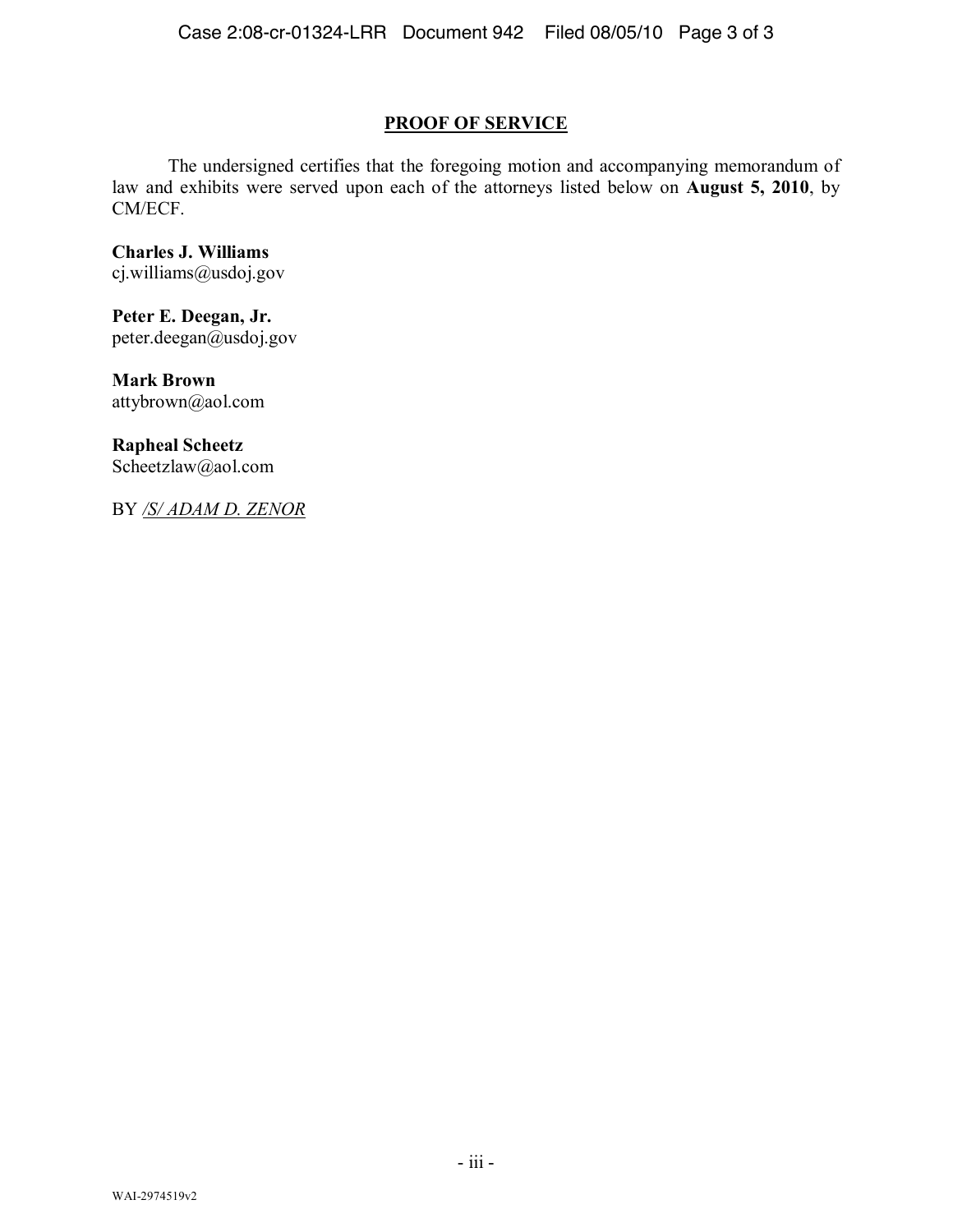**PROOF OF SERVICE**

The undersigned certifies that the foregoing motion and accompanying memorandum of law and exhibits were served upon each of the attorneys listed below on **August 5, 2010**, by CM/ECF.

**Charles J. Williams**
cj.williams@usdoj.gov

**Peter E. Deegan, Jr.**
peter.deegan@usdoj.gov

**Mark Brown**
attybrown@aol.com

**Rapheal Scheetz**
Scheetzlaw@aol.com

BY */S/ ADAM D. ZENOR*

WAI-2974519v2